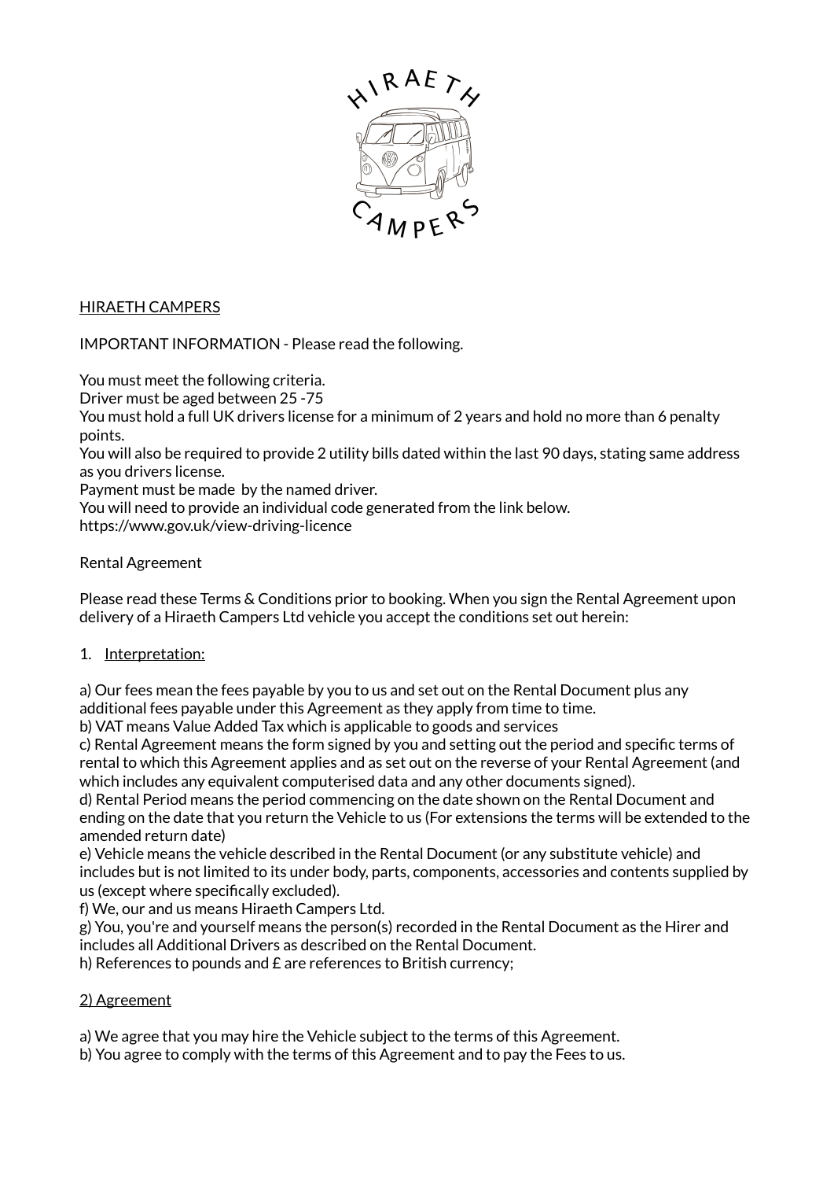HIRAETH CAMPERS

IMPORTANT INFORMATION - Please read the following.

You must meet the following criteria.
Driver must be aged between 25 -75
You must hold a full UK drivers license for a minimum of 2 years and hold no more than 6 penalty points.
You will also be required to provide 2 utility bills dated within the last 90 days, stating same address as you drivers license.
Payment must be made by the named driver.
You will need to provide an individual code generated from the link below.
https://www.gov.uk/view-driving-licence

Rental Agreement

Please read these Terms & Conditions prior to booking. When you sign the Rental Agreement upon delivery of a Hiraeth Campers Ltd vehicle you accept the conditions set out herein:

1. Interpretation:

a) Our fees mean the fees payable by you to us and set out on the Rental Document plus any additional fees payable under this Agreement as they apply from time to time.
b) VAT means Value Added Tax which is applicable to goods and services
c) Rental Agreement means the form signed by you and setting out the period and specific terms of rental to which this Agreement applies and as set out on the reverse of your Rental Agreement (and which includes any equivalent computerised data and any other documents signed).
d) Rental Period means the period commencing on the date shown on the Rental Document and ending on the date that you return the Vehicle to us (For extensions the terms will be extended to the amended return date)
e) Vehicle means the vehicle described in the Rental Document (or any substitute vehicle) and includes but is not limited to its under body, parts, components, accessories and contents supplied by us (except where specifically excluded).
f) We, our and us means Hiraeth Campers Ltd.
g) You, you're and yourself means the person(s) recorded in the Rental Document as the Hirer and includes all Additional Drivers as described on the Rental Document.
h) References to pounds and £ are references to British currency;

2) Agreement

a) We agree that you may hire the Vehicle subject to the terms of this Agreement.
b) You agree to comply with the terms of this Agreement and to pay the Fees to us.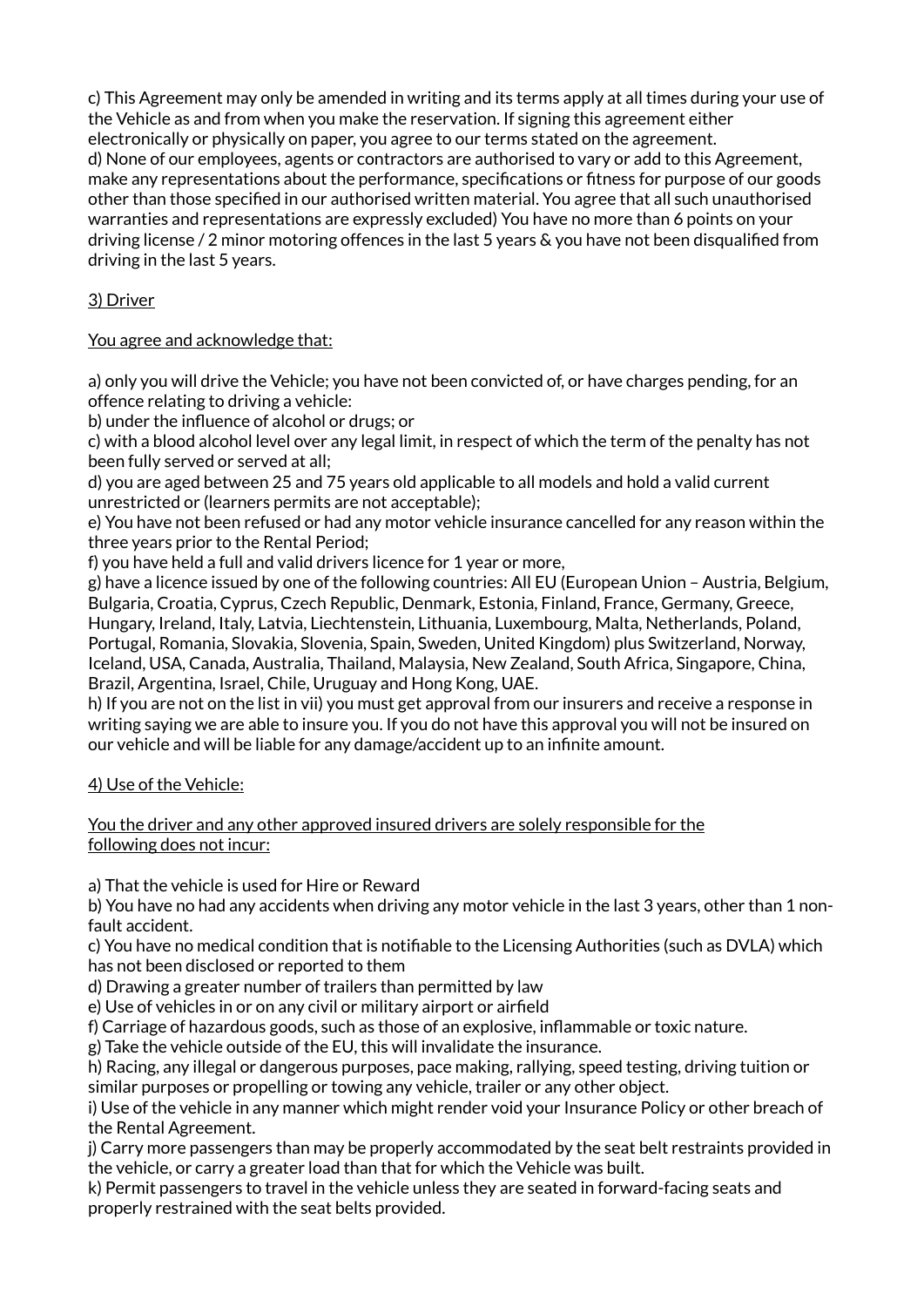c) This Agreement may only be amended in writing and its terms apply at all times during your use of the Vehicle as and from when you make the reservation. If signing this agreement either electronically or physically on paper, you agree to our terms stated on the agreement.
d) None of our employees, agents or contractors are authorised to vary or add to this Agreement, make any representations about the performance, specifications or fitness for purpose of our goods other than those specified in our authorised written material. You agree that all such unauthorised warranties and representations are expressly excluded) You have no more than 6 points on your driving license / 2 minor motoring offences in the last 5 years & you have not been disqualified from driving in the last 5 years.

<u>3) Driver</u>

<u>You agree and acknowledge that:</u>

a) only you will drive the Vehicle; you have not been convicted of, or have charges pending, for an offence relating to driving a vehicle:
b) under the influence of alcohol or drugs; or
c) with a blood alcohol level over any legal limit, in respect of which the term of the penalty has not been fully served or served at all;
d) you are aged between 25 and 75 years old applicable to all models and hold a valid current unrestricted or (learners permits are not acceptable);
e) You have not been refused or had any motor vehicle insurance cancelled for any reason within the three years prior to the Rental Period;
f) you have held a full and valid drivers licence for 1 year or more,
g) have a licence issued by one of the following countries: All EU (European Union – Austria, Belgium, Bulgaria, Croatia, Cyprus, Czech Republic, Denmark, Estonia, Finland, France, Germany, Greece, Hungary, Ireland, Italy, Latvia, Liechtenstein, Lithuania, Luxembourg, Malta, Netherlands, Poland, Portugal, Romania, Slovakia, Slovenia, Spain, Sweden, United Kingdom) plus Switzerland, Norway, Iceland, USA, Canada, Australia, Thailand, Malaysia, New Zealand, South Africa, Singapore, China, Brazil, Argentina, Israel, Chile, Uruguay and Hong Kong, UAE.
h) If you are not on the list in vii) you must get approval from our insurers and receive a response in writing saying we are able to insure you. If you do not have this approval you will not be insured on our vehicle and will be liable for any damage/accident up to an infinite amount.

<u>4) Use of the Vehicle:</u>

<u>You the driver and any other approved insured drivers are solely responsible for the following does not incur:</u>

a) That the vehicle is used for Hire or Reward
b) You have no had any accidents when driving any motor vehicle in the last 3 years, other than 1 non-fault accident.
c) You have no medical condition that is notifiable to the Licensing Authorities (such as DVLA) which has not been disclosed or reported to them
d) Drawing a greater number of trailers than permitted by law
e) Use of vehicles in or on any civil or military airport or airfield
f) Carriage of hazardous goods, such as those of an explosive, inflammable or toxic nature.
g) Take the vehicle outside of the EU, this will invalidate the insurance.
h) Racing, any illegal or dangerous purposes, pace making, rallying, speed testing, driving tuition or similar purposes or propelling or towing any vehicle, trailer or any other object.
i) Use of the vehicle in any manner which might render void your Insurance Policy or other breach of the Rental Agreement.
j) Carry more passengers than may be properly accommodated by the seat belt restraints provided in the vehicle, or carry a greater load than that for which the Vehicle was built.
k) Permit passengers to travel in the vehicle unless they are seated in forward-facing seats and properly restrained with the seat belts provided.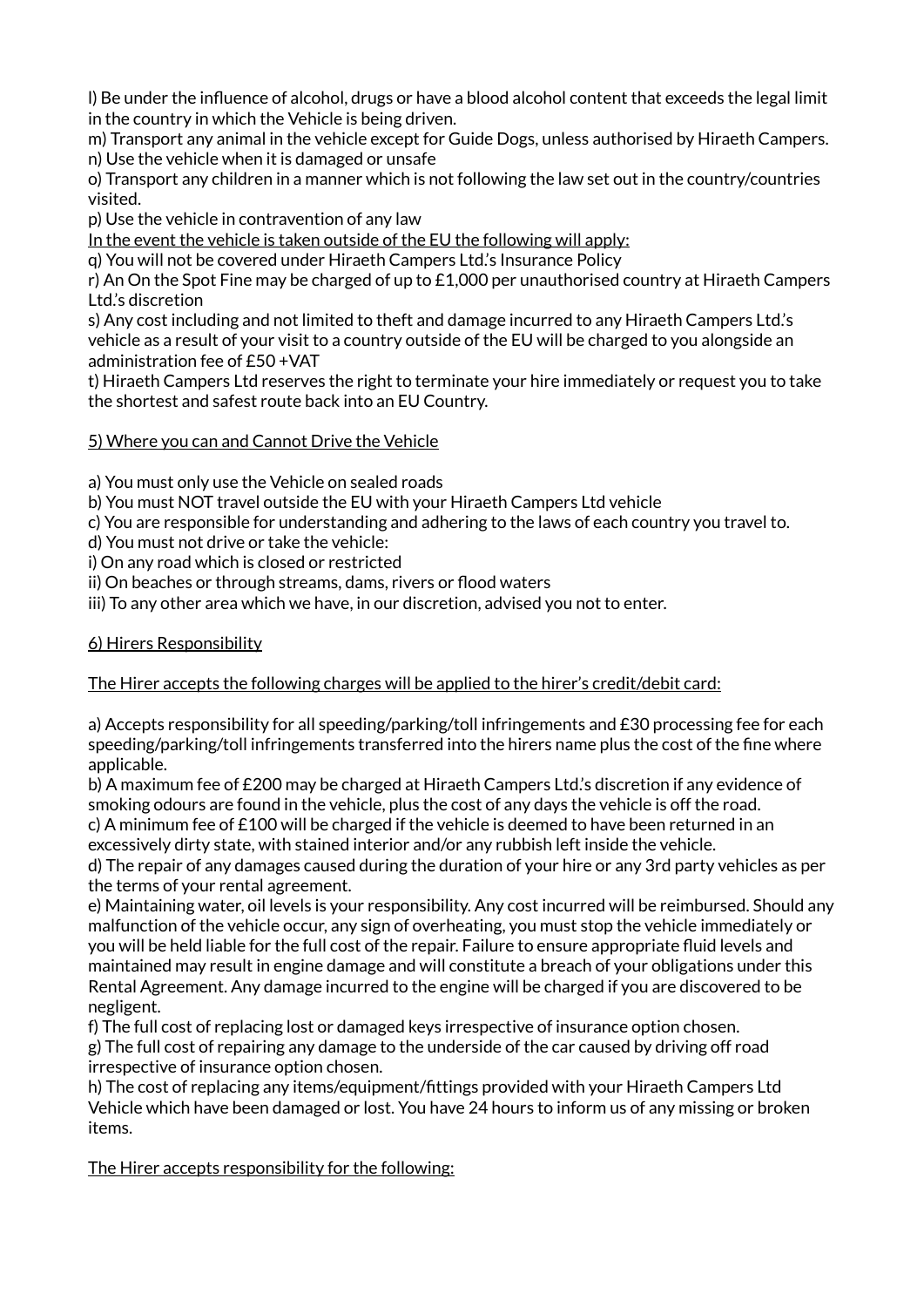l) Be under the influence of alcohol, drugs or have a blood alcohol content that exceeds the legal limit in the country in which the Vehicle is being driven.
m) Transport any animal in the vehicle except for Guide Dogs, unless authorised by Hiraeth Campers.
n) Use the vehicle when it is damaged or unsafe
o) Transport any children in a manner which is not following the law set out in the country/countries visited.
p) Use the vehicle in contravention of any law

<u>In the event the vehicle is taken outside of the EU the following will apply:</u>

q) You will not be covered under Hiraeth Campers Ltd.'s Insurance Policy
r) An On the Spot Fine may be charged of up to £1,000 per unauthorised country at Hiraeth Campers Ltd.'s discretion
s) Any cost including and not limited to theft and damage incurred to any Hiraeth Campers Ltd.'s vehicle as a result of your visit to a country outside of the EU will be charged to you alongside an administration fee of £50 +VAT
t) Hiraeth Campers Ltd reserves the right to terminate your hire immediately or request you to take the shortest and safest route back into an EU Country.

<u>5) Where you can and Cannot Drive the Vehicle</u>

a) You must only use the Vehicle on sealed roads
b) You must NOT travel outside the EU with your Hiraeth Campers Ltd vehicle
c) You are responsible for understanding and adhering to the laws of each country you travel to.
d) You must not drive or take the vehicle:
i) On any road which is closed or restricted
ii) On beaches or through streams, dams, rivers or flood waters
iii) To any other area which we have, in our discretion, advised you not to enter.

<u>6) Hirers Responsibility</u>

<u>The Hirer accepts the following charges will be applied to the hirer's credit/debit card:</u>

a) Accepts responsibility for all speeding/parking/toll infringements and £30 processing fee for each speeding/parking/toll infringements transferred into the hirers name plus the cost of the fine where applicable.
b) A maximum fee of £200 may be charged at Hiraeth Campers Ltd.'s discretion if any evidence of smoking odours are found in the vehicle, plus the cost of any days the vehicle is off the road.
c) A minimum fee of £100 will be charged if the vehicle is deemed to have been returned in an excessively dirty state, with stained interior and/or any rubbish left inside the vehicle.
d) The repair of any damages caused during the duration of your hire or any 3rd party vehicles as per the terms of your rental agreement.
e) Maintaining water, oil levels is your responsibility. Any cost incurred will be reimbursed. Should any malfunction of the vehicle occur, any sign of overheating, you must stop the vehicle immediately or you will be held liable for the full cost of the repair. Failure to ensure appropriate fluid levels and maintained may result in engine damage and will constitute a breach of your obligations under this Rental Agreement. Any damage incurred to the engine will be charged if you are discovered to be negligent.
f) The full cost of replacing lost or damaged keys irrespective of insurance option chosen.
g) The full cost of repairing any damage to the underside of the car caused by driving off road irrespective of insurance option chosen.
h) The cost of replacing any items/equipment/fittings provided with your Hiraeth Campers Ltd Vehicle which have been damaged or lost. You have 24 hours to inform us of any missing or broken items.

<u>The Hirer accepts responsibility for the following:</u>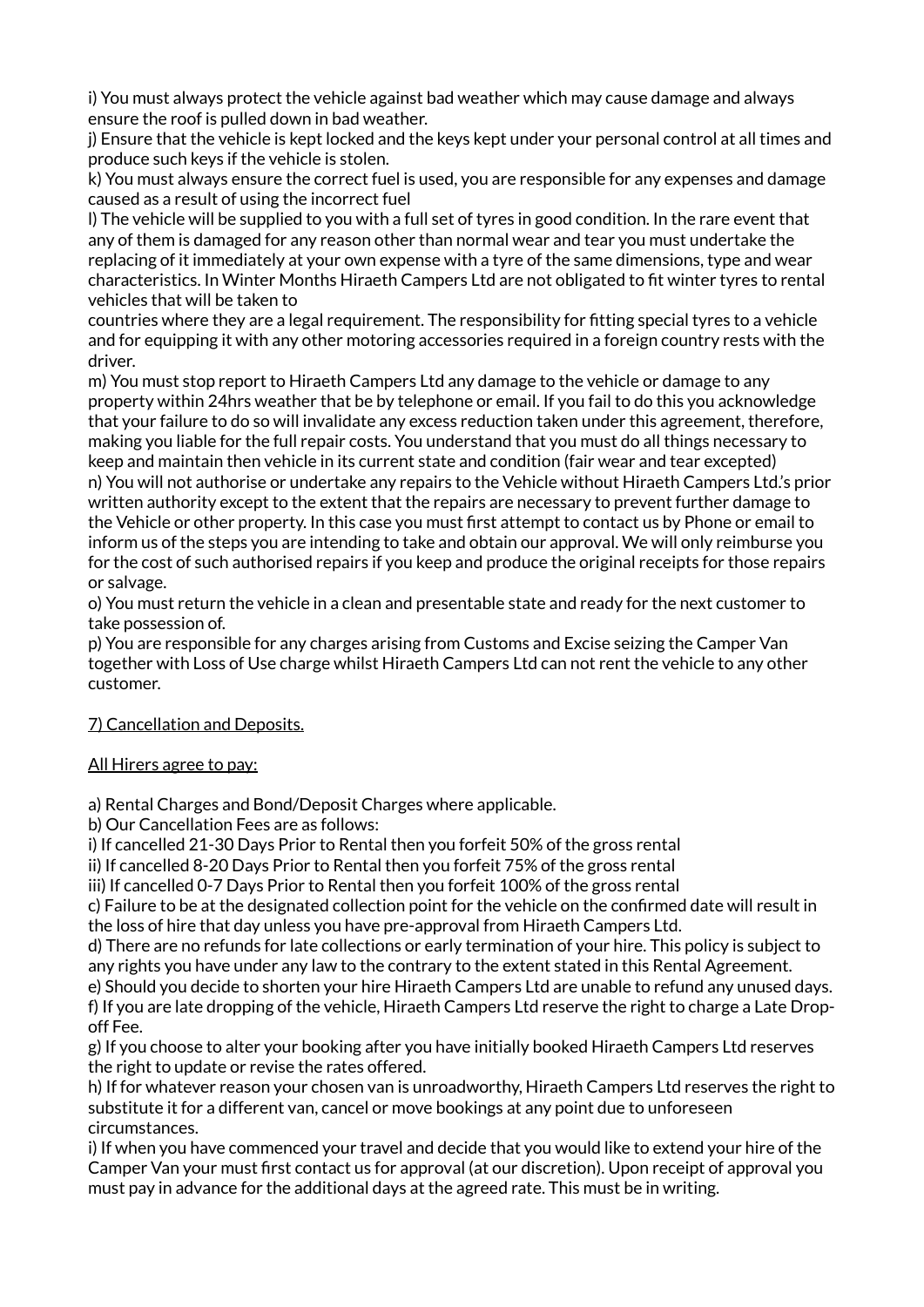i) You must always protect the vehicle against bad weather which may cause damage and always ensure the roof is pulled down in bad weather.

j) Ensure that the vehicle is kept locked and the keys kept under your personal control at all times and produce such keys if the vehicle is stolen.

k) You must always ensure the correct fuel is used, you are responsible for any expenses and damage caused as a result of using the incorrect fuel

l) The vehicle will be supplied to you with a full set of tyres in good condition. In the rare event that any of them is damaged for any reason other than normal wear and tear you must undertake the replacing of it immediately at your own expense with a tyre of the same dimensions, type and wear characteristics. In Winter Months Hiraeth Campers Ltd are not obligated to fit winter tyres to rental vehicles that will be taken to countries where they are a legal requirement. The responsibility for fitting special tyres to a vehicle and for equipping it with any other motoring accessories required in a foreign country rests with the driver.

m) You must stop report to Hiraeth Campers Ltd any damage to the vehicle or damage to any property within 24hrs weather that be by telephone or email. If you fail to do this you acknowledge that your failure to do so will invalidate any excess reduction taken under this agreement, therefore, making you liable for the full repair costs. You understand that you must do all things necessary to keep and maintain then vehicle in its current state and condition (fair wear and tear excepted)

n) You will not authorise or undertake any repairs to the Vehicle without Hiraeth Campers Ltd.'s prior written authority except to the extent that the repairs are necessary to prevent further damage to the Vehicle or other property. In this case you must first attempt to contact us by Phone or email to inform us of the steps you are intending to take and obtain our approval. We will only reimburse you for the cost of such authorised repairs if you keep and produce the original receipts for those repairs or salvage.

o) You must return the vehicle in a clean and presentable state and ready for the next customer to take possession of.

p) You are responsible for any charges arising from Customs and Excise seizing the Camper Van together with Loss of Use charge whilst Hiraeth Campers Ltd can not rent the vehicle to any other customer.

<u>7) Cancellation and Deposits.</u>

<u>All Hirers agree to pay:</u>

a) Rental Charges and Bond/Deposit Charges where applicable.

b) Our Cancellation Fees are as follows:

i) If cancelled 21-30 Days Prior to Rental then you forfeit 50% of the gross rental

ii) If cancelled 8-20 Days Prior to Rental then you forfeit 75% of the gross rental

iii) If cancelled 0-7 Days Prior to Rental then you forfeit 100% of the gross rental

c) Failure to be at the designated collection point for the vehicle on the confirmed date will result in the loss of hire that day unless you have pre-approval from Hiraeth Campers Ltd.

d) There are no refunds for late collections or early termination of your hire. This policy is subject to any rights you have under any law to the contrary to the extent stated in this Rental Agreement.

e) Should you decide to shorten your hire Hiraeth Campers Ltd are unable to refund any unused days.

f) If you are late dropping of the vehicle, Hiraeth Campers Ltd reserve the right to charge a Late Drop-off Fee.

g) If you choose to alter your booking after you have initially booked Hiraeth Campers Ltd reserves the right to update or revise the rates offered.

h) If for whatever reason your chosen van is unroadworthy, Hiraeth Campers Ltd reserves the right to substitute it for a different van, cancel or move bookings at any point due to unforeseen circumstances.

i) If when you have commenced your travel and decide that you would like to extend your hire of the Camper Van your must first contact us for approval (at our discretion). Upon receipt of approval you must pay in advance for the additional days at the agreed rate. This must be in writing.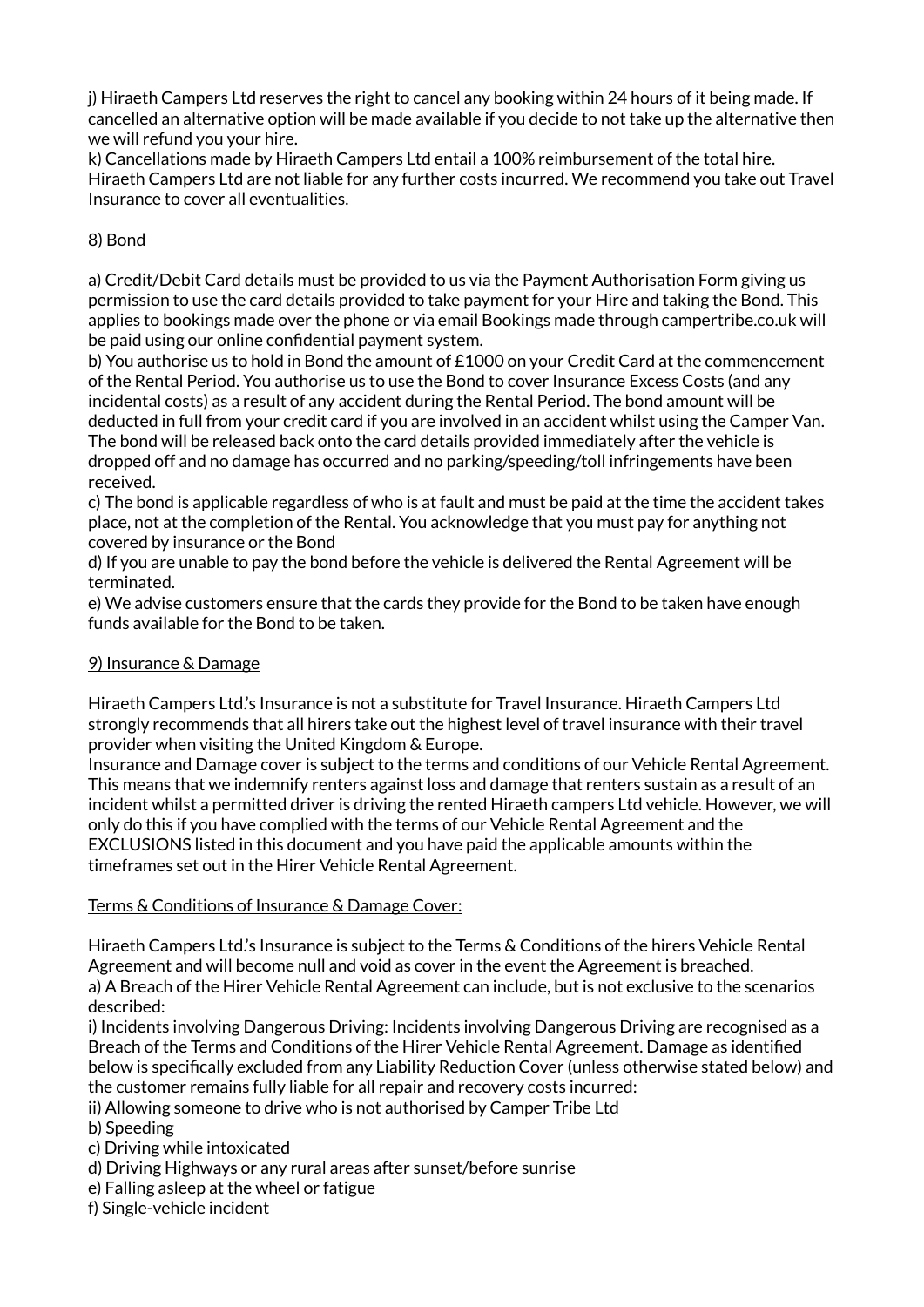j) Hiraeth Campers Ltd reserves the right to cancel any booking within 24 hours of it being made. If cancelled an alternative option will be made available if you decide to not take up the alternative then we will refund you your hire.
k) Cancellations made by Hiraeth Campers Ltd entail a 100% reimbursement of the total hire. Hiraeth Campers Ltd are not liable for any further costs incurred. We recommend you take out Travel Insurance to cover all eventualities.

<u>8) Bond</u>

a) Credit/Debit Card details must be provided to us via the Payment Authorisation Form giving us permission to use the card details provided to take payment for your Hire and taking the Bond. This applies to bookings made over the phone or via email Bookings made through campertribe.co.uk will be paid using our online confidential payment system.
b) You authorise us to hold in Bond the amount of £1000 on your Credit Card at the commencement of the Rental Period. You authorise us to use the Bond to cover Insurance Excess Costs (and any incidental costs) as a result of any accident during the Rental Period. The bond amount will be deducted in full from your credit card if you are involved in an accident whilst using the Camper Van. The bond will be released back onto the card details provided immediately after the vehicle is dropped off and no damage has occurred and no parking/speeding/toll infringements have been received.
c) The bond is applicable regardless of who is at fault and must be paid at the time the accident takes place, not at the completion of the Rental. You acknowledge that you must pay for anything not covered by insurance or the Bond
d) If you are unable to pay the bond before the vehicle is delivered the Rental Agreement will be terminated.
e) We advise customers ensure that the cards they provide for the Bond to be taken have enough funds available for the Bond to be taken.

<u>9) Insurance & Damage</u>

Hiraeth Campers Ltd.'s Insurance is not a substitute for Travel Insurance. Hiraeth Campers Ltd strongly recommends that all hirers take out the highest level of travel insurance with their travel provider when visiting the United Kingdom & Europe.
Insurance and Damage cover is subject to the terms and conditions of our Vehicle Rental Agreement. This means that we indemnify renters against loss and damage that renters sustain as a result of an incident whilst a permitted driver is driving the rented Hiraeth campers Ltd vehicle. However, we will only do this if you have complied with the terms of our Vehicle Rental Agreement and the EXCLUSIONS listed in this document and you have paid the applicable amounts within the timeframes set out in the Hirer Vehicle Rental Agreement.

<u>Terms & Conditions of Insurance & Damage Cover:</u>

Hiraeth Campers Ltd.'s Insurance is subject to the Terms & Conditions of the hirers Vehicle Rental Agreement and will become null and void as cover in the event the Agreement is breached.
a) A Breach of the Hirer Vehicle Rental Agreement can include, but is not exclusive to the scenarios described:
i) Incidents involving Dangerous Driving: Incidents involving Dangerous Driving are recognised as a Breach of the Terms and Conditions of the Hirer Vehicle Rental Agreement. Damage as identified below is specifically excluded from any Liability Reduction Cover (unless otherwise stated below) and the customer remains fully liable for all repair and recovery costs incurred:
ii) Allowing someone to drive who is not authorised by Camper Tribe Ltd
b) Speeding
c) Driving while intoxicated
d) Driving Highways or any rural areas after sunset/before sunrise
e) Falling asleep at the wheel or fatigue
f) Single-vehicle incident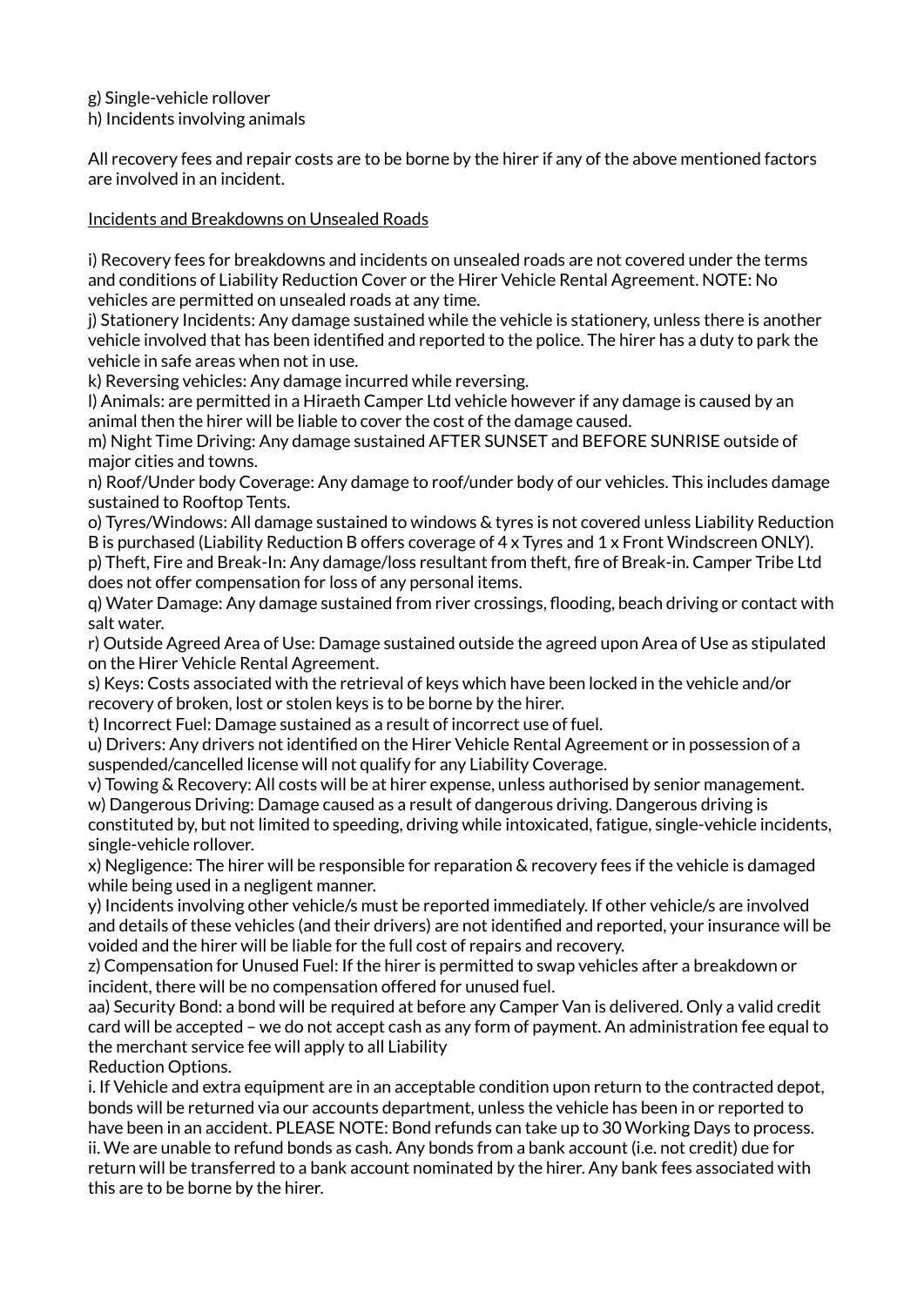g) Single-vehicle rollover
h) Incidents involving animals

All recovery fees and repair costs are to be borne by the hirer if any of the above mentioned factors are involved in an incident.

<u>Incidents and Breakdowns on Unsealed Roads</u>

i) Recovery fees for breakdowns and incidents on unsealed roads are not covered under the terms and conditions of Liability Reduction Cover or the Hirer Vehicle Rental Agreement. NOTE: No vehicles are permitted on unsealed roads at any time.
j) Stationery Incidents: Any damage sustained while the vehicle is stationery, unless there is another vehicle involved that has been identified and reported to the police. The hirer has a duty to park the vehicle in safe areas when not in use.
k) Reversing vehicles: Any damage incurred while reversing.
l) Animals: are permitted in a Hiraeth Camper Ltd vehicle however if any damage is caused by an animal then the hirer will be liable to cover the cost of the damage caused.
m) Night Time Driving: Any damage sustained AFTER SUNSET and BEFORE SUNRISE outside of major cities and towns.
n) Roof/Under body Coverage: Any damage to roof/under body of our vehicles. This includes damage sustained to Rooftop Tents.
o) Tyres/Windows: All damage sustained to windows & tyres is not covered unless Liability Reduction B is purchased (Liability Reduction B offers coverage of 4 x Tyres and 1 x Front Windscreen ONLY).
p) Theft, Fire and Break-In: Any damage/loss resultant from theft, fire of Break-in. Camper Tribe Ltd does not offer compensation for loss of any personal items.
q) Water Damage: Any damage sustained from river crossings, flooding, beach driving or contact with salt water.
r) Outside Agreed Area of Use: Damage sustained outside the agreed upon Area of Use as stipulated on the Hirer Vehicle Rental Agreement.
s) Keys: Costs associated with the retrieval of keys which have been locked in the vehicle and/or recovery of broken, lost or stolen keys is to be borne by the hirer.
t) Incorrect Fuel: Damage sustained as a result of incorrect use of fuel.
u) Drivers: Any drivers not identified on the Hirer Vehicle Rental Agreement or in possession of a suspended/cancelled license will not qualify for any Liability Coverage.
v) Towing & Recovery: All costs will be at hirer expense, unless authorised by senior management.
w) Dangerous Driving: Damage caused as a result of dangerous driving. Dangerous driving is constituted by, but not limited to speeding, driving while intoxicated, fatigue, single-vehicle incidents, single-vehicle rollover.
x) Negligence: The hirer will be responsible for reparation & recovery fees if the vehicle is damaged while being used in a negligent manner.
y) Incidents involving other vehicle/s must be reported immediately. If other vehicle/s are involved and details of these vehicles (and their drivers) are not identified and reported, your insurance will be voided and the hirer will be liable for the full cost of repairs and recovery.
z) Compensation for Unused Fuel: If the hirer is permitted to swap vehicles after a breakdown or incident, there will be no compensation offered for unused fuel.
aa) Security Bond: a bond will be required at before any Camper Van is delivered. Only a valid credit card will be accepted – we do not accept cash as any form of payment. An administration fee equal to the merchant service fee will apply to all Liability
Reduction Options.
i. If Vehicle and extra equipment are in an acceptable condition upon return to the contracted depot, bonds will be returned via our accounts department, unless the vehicle has been in or reported to have been in an accident. PLEASE NOTE: Bond refunds can take up to 30 Working Days to process.
ii. We are unable to refund bonds as cash. Any bonds from a bank account (i.e. not credit) due for return will be transferred to a bank account nominated by the hirer. Any bank fees associated with this are to be borne by the hirer.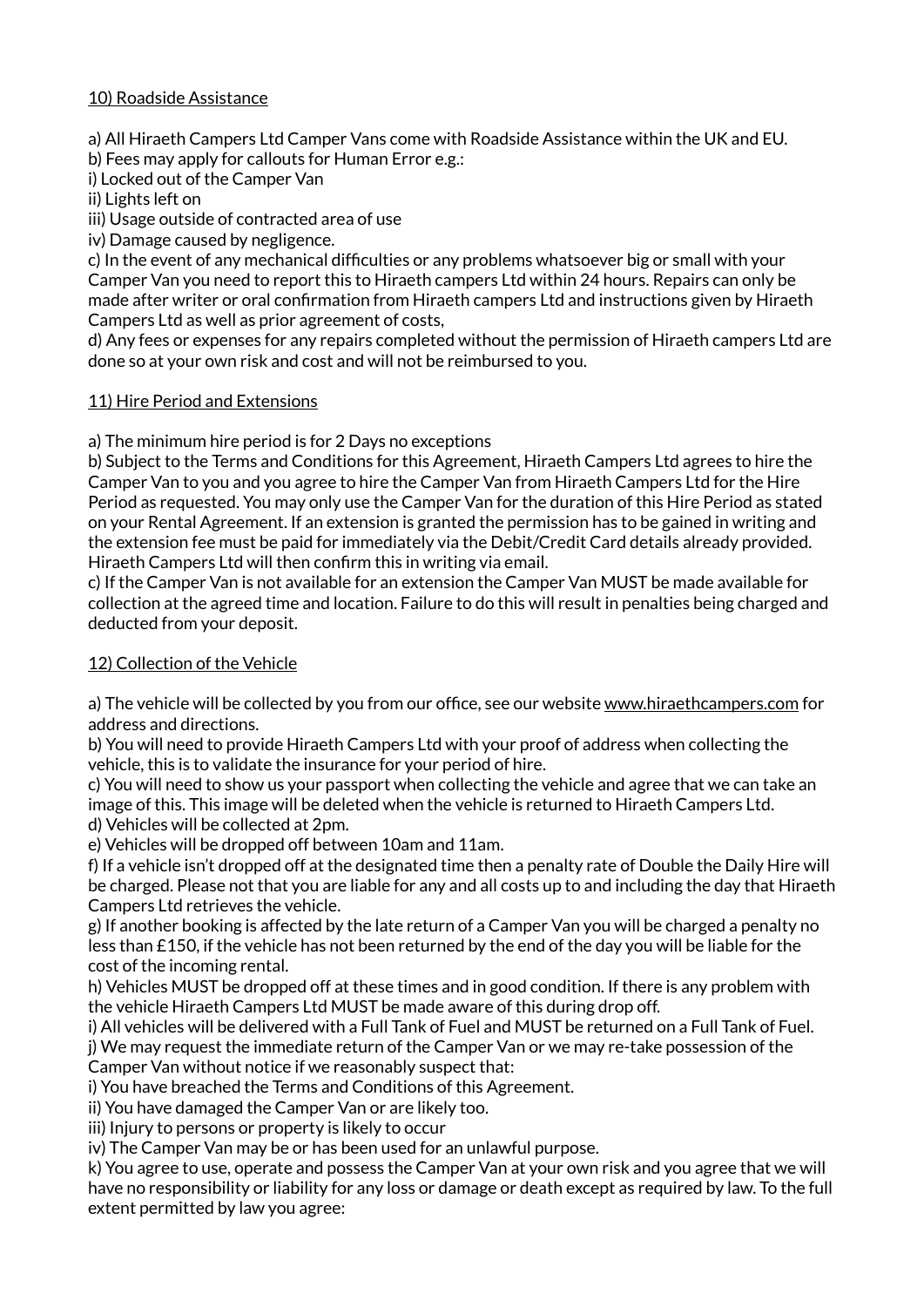## 10) Roadside Assistance

a) All Hiraeth Campers Ltd Camper Vans come with Roadside Assistance within the UK and EU.
b) Fees may apply for callouts for Human Error e.g.:
i) Locked out of the Camper Van
ii) Lights left on
iii) Usage outside of contracted area of use
iv) Damage caused by negligence.
c) In the event of any mechanical difficulties or any problems whatsoever big or small with your Camper Van you need to report this to Hiraeth campers Ltd within 24 hours. Repairs can only be made after writer or oral confirmation from Hiraeth campers Ltd and instructions given by Hiraeth Campers Ltd as well as prior agreement of costs,
d) Any fees or expenses for any repairs completed without the permission of Hiraeth campers Ltd are done so at your own risk and cost and will not be reimbursed to you.

## 11) Hire Period and Extensions

a) The minimum hire period is for 2 Days no exceptions
b) Subject to the Terms and Conditions for this Agreement, Hiraeth Campers Ltd agrees to hire the Camper Van to you and you agree to hire the Camper Van from Hiraeth Campers Ltd for the Hire Period as requested. You may only use the Camper Van for the duration of this Hire Period as stated on your Rental Agreement. If an extension is granted the permission has to be gained in writing and the extension fee must be paid for immediately via the Debit/Credit Card details already provided. Hiraeth Campers Ltd will then confirm this in writing via email.
c) If the Camper Van is not available for an extension the Camper Van MUST be made available for collection at the agreed time and location. Failure to do this will result in penalties being charged and deducted from your deposit.

## 12) Collection of the Vehicle

a) The vehicle will be collected by you from our office, see our website www.hiraethcampers.com for address and directions.
b) You will need to provide Hiraeth Campers Ltd with your proof of address when collecting the vehicle, this is to validate the insurance for your period of hire.
c) You will need to show us your passport when collecting the vehicle and agree that we can take an image of this. This image will be deleted when the vehicle is returned to Hiraeth Campers Ltd.
d) Vehicles will be collected at 2pm.
e) Vehicles will be dropped off between 10am and 11am.
f) If a vehicle isn't dropped off at the designated time then a penalty rate of Double the Daily Hire will be charged. Please not that you are liable for any and all costs up to and including the day that Hiraeth Campers Ltd retrieves the vehicle.
g) If another booking is affected by the late return of a Camper Van you will be charged a penalty no less than £150, if the vehicle has not been returned by the end of the day you will be liable for the cost of the incoming rental.
h) Vehicles MUST be dropped off at these times and in good condition. If there is any problem with the vehicle Hiraeth Campers Ltd MUST be made aware of this during drop off.
i) All vehicles will be delivered with a Full Tank of Fuel and MUST be returned on a Full Tank of Fuel.
j) We may request the immediate return of the Camper Van or we may re-take possession of the Camper Van without notice if we reasonably suspect that:
i) You have breached the Terms and Conditions of this Agreement.
ii) You have damaged the Camper Van or are likely too.
iii) Injury to persons or property is likely to occur
iv) The Camper Van may be or has been used for an unlawful purpose.
k) You agree to use, operate and possess the Camper Van at your own risk and you agree that we will have no responsibility or liability for any loss or damage or death except as required by law. To the full extent permitted by law you agree: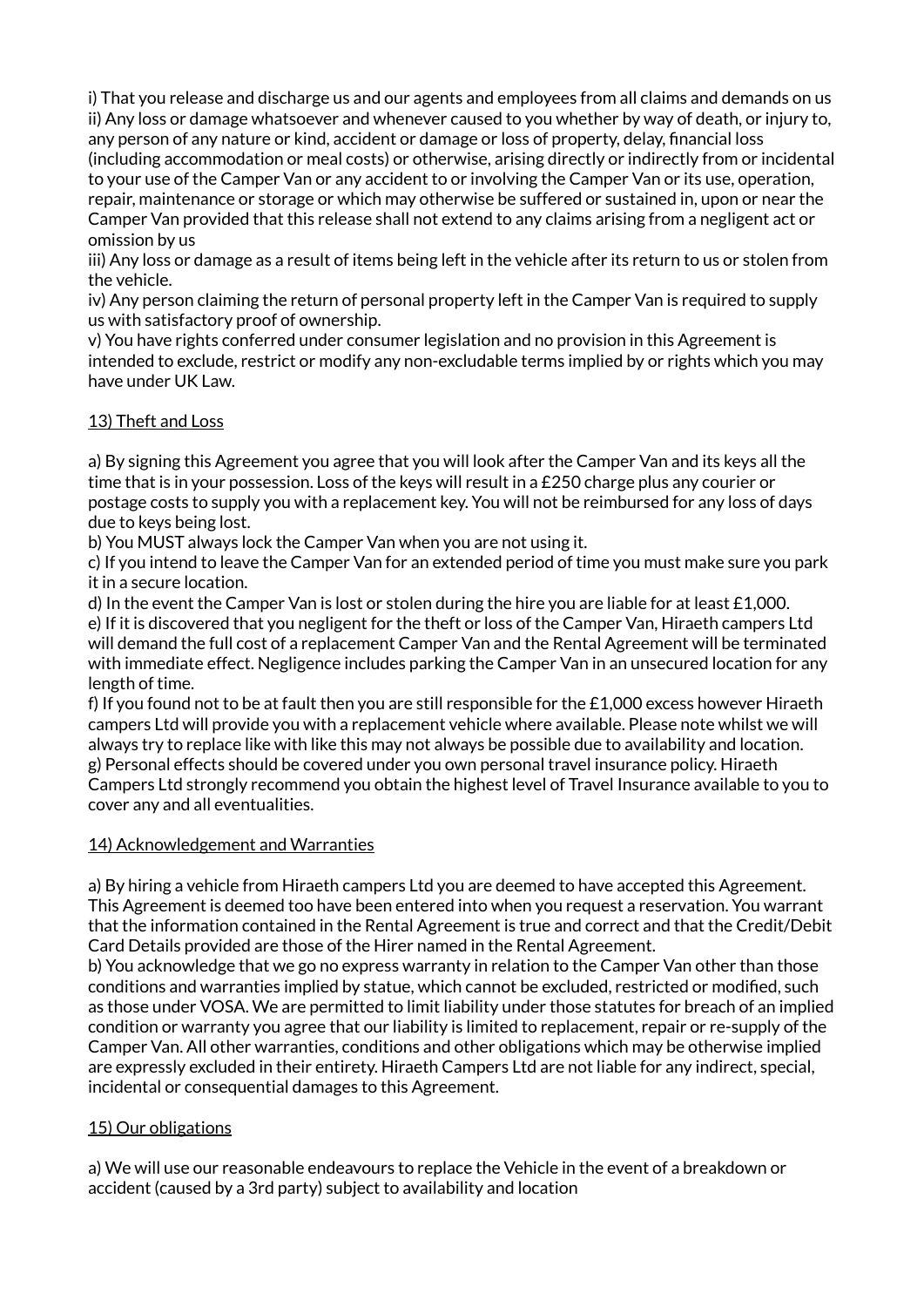i) That you release and discharge us and our agents and employees from all claims and demands on us
ii) Any loss or damage whatsoever and whenever caused to you whether by way of death, or injury to, any person of any nature or kind, accident or damage or loss of property, delay, financial loss (including accommodation or meal costs) or otherwise, arising directly or indirectly from or incidental to your use of the Camper Van or any accident to or involving the Camper Van or its use, operation, repair, maintenance or storage or which may otherwise be suffered or sustained in, upon or near the Camper Van provided that this release shall not extend to any claims arising from a negligent act or omission by us
iii) Any loss or damage as a result of items being left in the vehicle after its return to us or stolen from the vehicle.
iv) Any person claiming the return of personal property left in the Camper Van is required to supply us with satisfactory proof of ownership.
v) You have rights conferred under consumer legislation and no provision in this Agreement is intended to exclude, restrict or modify any non-excludable terms implied by or rights which you may have under UK Law.

<u>13) Theft and Loss</u>

a) By signing this Agreement you agree that you will look after the Camper Van and its keys all the time that is in your possession. Loss of the keys will result in a £250 charge plus any courier or postage costs to supply you with a replacement key. You will not be reimbursed for any loss of days due to keys being lost.
b) You MUST always lock the Camper Van when you are not using it.
c) If you intend to leave the Camper Van for an extended period of time you must make sure you park it in a secure location.
d) In the event the Camper Van is lost or stolen during the hire you are liable for at least £1,000.
e) If it is discovered that you negligent for the theft or loss of the Camper Van, Hiraeth campers Ltd will demand the full cost of a replacement Camper Van and the Rental Agreement will be terminated with immediate effect. Negligence includes parking the Camper Van in an unsecured location for any length of time.
f) If you found not to be at fault then you are still responsible for the £1,000 excess however Hiraeth campers Ltd will provide you with a replacement vehicle where available. Please note whilst we will always try to replace like with like this may not always be possible due to availability and location.
g) Personal effects should be covered under you own personal travel insurance policy. Hiraeth Campers Ltd strongly recommend you obtain the highest level of Travel Insurance available to you to cover any and all eventualities.

<u>14) Acknowledgement and Warranties</u>

a) By hiring a vehicle from Hiraeth campers Ltd you are deemed to have accepted this Agreement. This Agreement is deemed too have been entered into when you request a reservation. You warrant that the information contained in the Rental Agreement is true and correct and that the Credit/Debit Card Details provided are those of the Hirer named in the Rental Agreement.
b) You acknowledge that we go no express warranty in relation to the Camper Van other than those conditions and warranties implied by statue, which cannot be excluded, restricted or modified, such as those under VOSA. We are permitted to limit liability under those statutes for breach of an implied condition or warranty you agree that our liability is limited to replacement, repair or re-supply of the Camper Van. All other warranties, conditions and other obligations which may be otherwise implied are expressly excluded in their entirety. Hiraeth Campers Ltd are not liable for any indirect, special, incidental or consequential damages to this Agreement.

<u>15) Our obligations</u>

a) We will use our reasonable endeavours to replace the Vehicle in the event of a breakdown or accident (caused by a 3rd party) subject to availability and location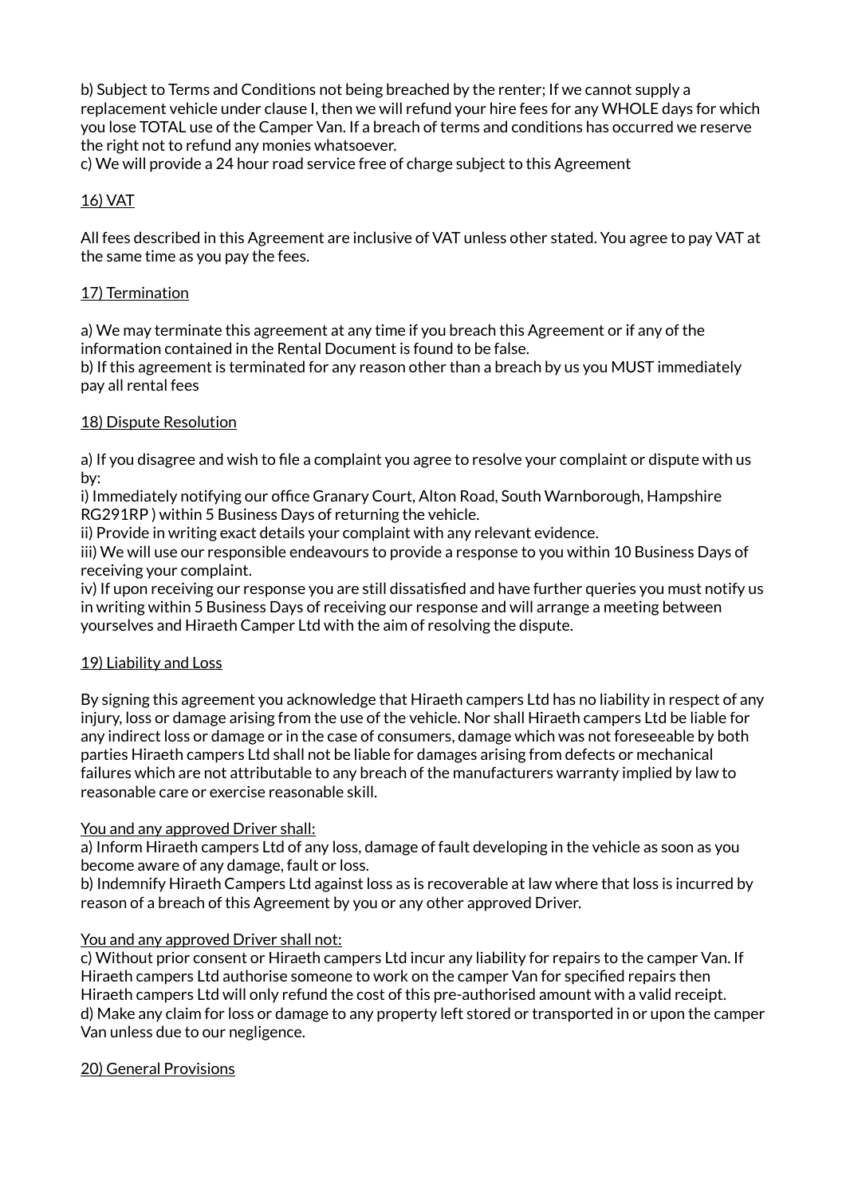b) Subject to Terms and Conditions not being breached by the renter; If we cannot supply a replacement vehicle under clause I, then we will refund your hire fees for any WHOLE days for which you lose TOTAL use of the Camper Van. If a breach of terms and conditions has occurred we reserve the right not to refund any monies whatsoever.
c) We will provide a 24 hour road service free of charge subject to this Agreement

<u>16) VAT</u>

All fees described in this Agreement are inclusive of VAT unless other stated. You agree to pay VAT at the same time as you pay the fees.

<u>17) Termination</u>

a) We may terminate this agreement at any time if you breach this Agreement or if any of the information contained in the Rental Document is found to be false.
b) If this agreement is terminated for any reason other than a breach by us you MUST immediately pay all rental fees

<u>18) Dispute Resolution</u>

a) If you disagree and wish to file a complaint you agree to resolve your complaint or dispute with us by:
i) Immediately notifying our office Granary Court, Alton Road, South Warnborough, Hampshire RG291RP ) within 5 Business Days of returning the vehicle.
ii) Provide in writing exact details your complaint with any relevant evidence.
iii) We will use our responsible endeavours to provide a response to you within 10 Business Days of receiving your complaint.
iv) If upon receiving our response you are still dissatisfied and have further queries you must notify us in writing within 5 Business Days of receiving our response and will arrange a meeting between yourselves and Hiraeth Camper Ltd with the aim of resolving the dispute.

<u>19) Liability and Loss</u>

By signing this agreement you acknowledge that Hiraeth campers Ltd has no liability in respect of any injury, loss or damage arising from the use of the vehicle. Nor shall Hiraeth campers Ltd be liable for any indirect loss or damage or in the case of consumers, damage which was not foreseeable by both parties Hiraeth campers Ltd shall not be liable for damages arising from defects or mechanical failures which are not attributable to any breach of the manufacturers warranty implied by law to reasonable care or exercise reasonable skill.

<u>You and any approved Driver shall:</u>
a) Inform Hiraeth campers Ltd of any loss, damage of fault developing in the vehicle as soon as you become aware of any damage, fault or loss.
b) Indemnify Hiraeth Campers Ltd against loss as is recoverable at law where that loss is incurred by reason of a breach of this Agreement by you or any other approved Driver.

<u>You and any approved Driver shall not:</u>
c) Without prior consent or Hiraeth campers Ltd incur any liability for repairs to the camper Van. If Hiraeth campers Ltd authorise someone to work on the camper Van for specified repairs then Hiraeth campers Ltd will only refund the cost of this pre-authorised amount with a valid receipt.
d) Make any claim for loss or damage to any property left stored or transported in or upon the camper Van unless due to our negligence.

<u>20) General Provisions</u>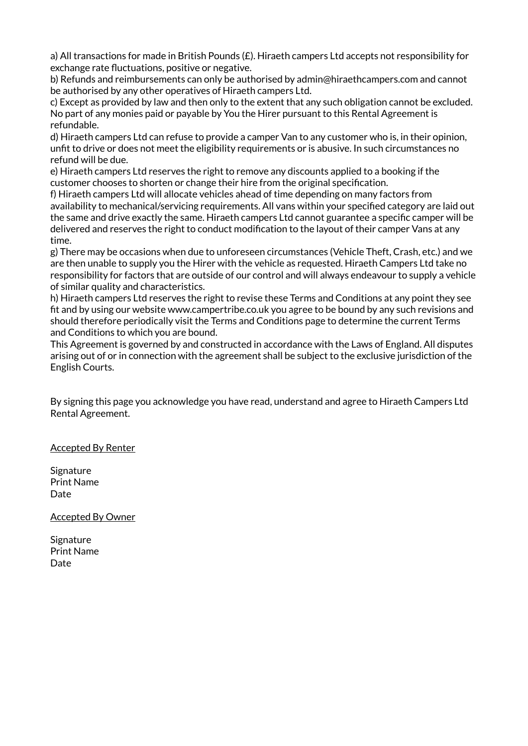a) All transactions for made in British Pounds (£). Hiraeth campers Ltd accepts not responsibility for exchange rate fluctuations, positive or negative.
b) Refunds and reimbursements can only be authorised by admin@hiraethcampers.com and cannot be authorised by any other operatives of Hiraeth campers Ltd.
c) Except as provided by law and then only to the extent that any such obligation cannot be excluded. No part of any monies paid or payable by You the Hirer pursuant to this Rental Agreement is refundable.
d) Hiraeth campers Ltd can refuse to provide a camper Van to any customer who is, in their opinion, unfit to drive or does not meet the eligibility requirements or is abusive. In such circumstances no refund will be due.
e) Hiraeth campers Ltd reserves the right to remove any discounts applied to a booking if the customer chooses to shorten or change their hire from the original specification.
f) Hiraeth campers Ltd will allocate vehicles ahead of time depending on many factors from availability to mechanical/servicing requirements. All vans within your specified category are laid out the same and drive exactly the same. Hiraeth campers Ltd cannot guarantee a specific camper will be delivered and reserves the right to conduct modification to the layout of their camper Vans at any time.
g) There may be occasions when due to unforeseen circumstances (Vehicle Theft, Crash, etc.) and we are then unable to supply you the Hirer with the vehicle as requested. Hiraeth Campers Ltd take no responsibility for factors that are outside of our control and will always endeavour to supply a vehicle of similar quality and characteristics.
h) Hiraeth campers Ltd reserves the right to revise these Terms and Conditions at any point they see fit and by using our website www.campertribe.co.uk you agree to be bound by any such revisions and should therefore periodically visit the Terms and Conditions page to determine the current Terms and Conditions to which you are bound.
This Agreement is governed by and constructed in accordance with the Laws of England. All disputes arising out of or in connection with the agreement shall be subject to the exclusive jurisdiction of the English Courts.

By signing this page you acknowledge you have read, understand and agree to Hiraeth Campers Ltd Rental Agreement.

<u>Accepted By Renter</u>

Signature
Print Name
Date

<u>Accepted By Owner</u>

Signature
Print Name
Date